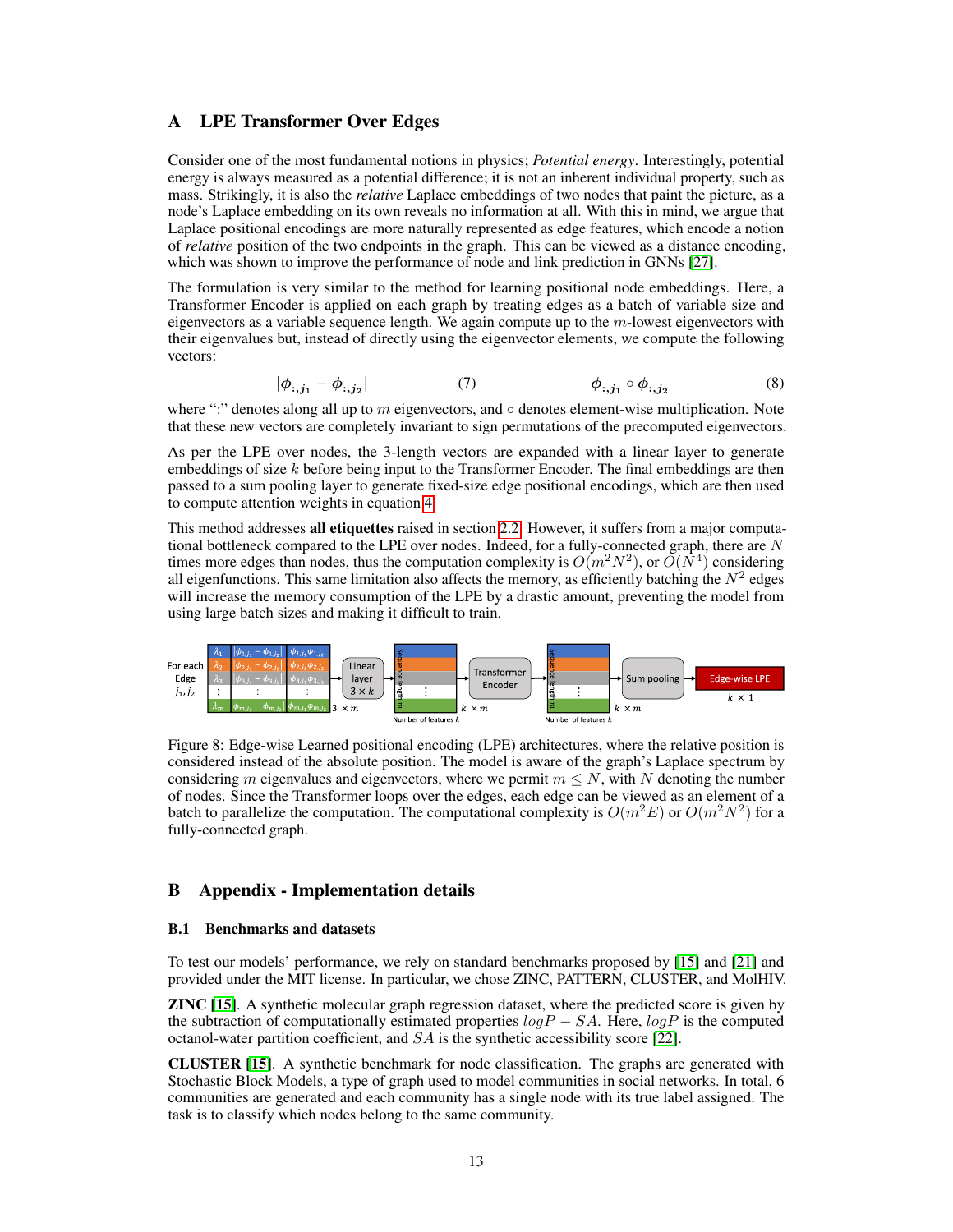# A LPE Transformer Over Edges

Consider one of the most fundamental notions in physics; *Potential energy*. Interestingly, potential energy is always measured as a potential difference; it is not an inherent individual property, such as mass. Strikingly, it is also the *relative* Laplace embeddings of two nodes that paint the picture, as a node's Laplace embedding on its own reveals no information at all. With this in mind, we argue that Laplace positional encodings are more naturally represented as edge features, which encode a notion of *relative* position of the two endpoints in the graph. This can be viewed as a distance encoding, which was shown to improve the performance of node and link prediction in GNNs [27].

The formulation is very similar to the method for learning positional node embeddings. Here, a Transformer Encoder is applied on each graph by treating edges as a batch of variable size and eigenvectors as a variable sequence length. We again compute up to the $m$-lowest eigenvectors with their eigenvalues but, instead of directly using the eigenvector elements, we compute the following vectors:

$$|\phi_{:,j_1} - \phi_{:,j_2}| \qquad (7) \qquad\qquad \phi_{:,j_1} \circ \phi_{:,j_2} \qquad (8)$$

where ":" denotes along all up to $m$ eigenvectors, and $\circ$ denotes element-wise multiplication. Note that these new vectors are completely invariant to sign permutations of the precomputed eigenvectors.

As per the LPE over nodes, the 3-length vectors are expanded with a linear layer to generate embeddings of size $k$ before being input to the Transformer Encoder. The final embeddings are then passed to a sum pooling layer to generate fixed-size edge positional encodings, which are then used to compute attention weights in equation 4.

This method addresses **all etiquettes** raised in section 2.2. However, it suffers from a major computational bottleneck compared to the LPE over nodes. Indeed, for a fully-connected graph, there are $N$ times more edges than nodes, thus the computation complexity is $O(m^2 N^2)$, or $O(N^4)$ considering all eigenfunctions. This same limitation also affects the memory, as efficiently batching the $N^2$ edges will increase the memory consumption of the LPE by a drastic amount, preventing the model from using large batch sizes and making it difficult to train.

Figure 8: Edge-wise Learned positional encoding (LPE) architectures, where the relative position is considered instead of the absolute position. The model is aware of the graph's Laplace spectrum by considering $m$ eigenvalues and eigenvectors, where we permit $m \leq N$, with $N$ denoting the number of nodes. Since the Transformer loops over the edges, each edge can be viewed as an element of a batch to parallelize the computation. The computational complexity is $O(m^2 E)$ or $O(m^2 N^2)$ for a fully-connected graph.

# B Appendix - Implementation details

## B.1 Benchmarks and datasets

To test our models' performance, we rely on standard benchmarks proposed by [15] and [21] and provided under the MIT license. In particular, we chose ZINC, PATTERN, CLUSTER, and MolHIV.

**ZINC [15]**. A synthetic molecular graph regression dataset, where the predicted score is given by the subtraction of computationally estimated properties $logP - SA$. Here, $logP$ is the computed octanol-water partition coefficient, and $SA$ is the synthetic accessibility score [22].

**CLUSTER [15]**. A synthetic benchmark for node classification. The graphs are generated with Stochastic Block Models, a type of graph used to model communities in social networks. In total, 6 communities are generated and each community has a single node with its true label assigned. The task is to classify which nodes belong to the same community.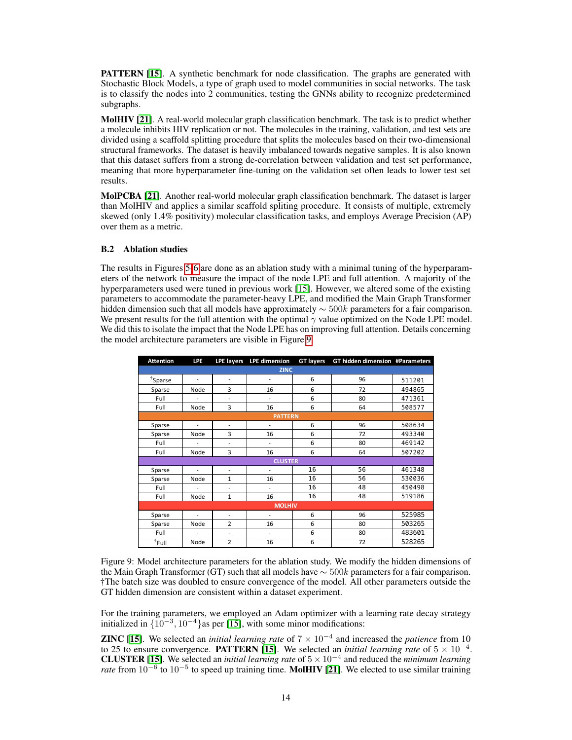**PATTERN** [15]. A synthetic benchmark for node classification. The graphs are generated with Stochastic Block Models, a type of graph used to model communities in social networks. The task is to classify the nodes into 2 communities, testing the GNNs ability to recognize predetermined subgraphs.

**MolHIV** [21]. A real-world molecular graph classification benchmark. The task is to predict whether a molecule inhibits HIV replication or not. The molecules in the training, validation, and test sets are divided using a scaffold splitting procedure that splits the molecules based on their two-dimensional structural frameworks. The dataset is heavily imbalanced towards negative samples. It is also known that this dataset suffers from a strong de-correlation between validation and test set performance, meaning that more hyperparameter fine-tuning on the validation set often leads to lower test set results.

**MolPCBA** [21]. Another real-world molecular graph classification benchmark. The dataset is larger than MolHIV and applies a similar scaffold spliting procedure. It consists of multiple, extremely skewed (only 1.4% positivity) molecular classification tasks, and employs Average Precision (AP) over them as a metric.

### B.2 Ablation studies

The results in Figures 5 6 are done as an ablation study with a minimal tuning of the hyperparameters of the network to measure the impact of the node LPE and full attention. A majority of the hyperparameters used were tuned in previous work [15]. However, we altered some of the existing parameters to accommodate the parameter-heavy LPE, and modified the Main Graph Transformer hidden dimension such that all models have approximately $\sim 500k$ parameters for a fair comparison. We present results for the full attention with the optimal $\gamma$ value optimized on the Node LPE model. We did this to isolate the impact that the Node LPE has on improving full attention. Details concerning the model architecture parameters are visible in Figure 9.

| Attention | LPE | LPE layers | LPE dimension | GT layers | GT hidden dimension | #Parameters |
|---|---|---|---|---|---|---|
| **ZINC** | | | | | | |
| †Sparse | - | - | - | 6 | 96 | 511201 |
| Sparse | Node | 3 | 16 | 6 | 72 | 494865 |
| Full | - | - | - | 6 | 80 | 471361 |
| Full | Node | 3 | 16 | 6 | 64 | 508577 |
| **PATTERN** | | | | | | |
| Sparse | - | - | - | 6 | 96 | 508634 |
| Sparse | Node | 3 | 16 | 6 | 72 | 493340 |
| Full | - | - | - | 6 | 80 | 469142 |
| Full | Node | 3 | 16 | 6 | 64 | 507202 |
| **CLUSTER** | | | | | | |
| Sparse | - | - | - | 16 | 56 | 461348 |
| Sparse | Node | 1 | 16 | 16 | 56 | 530036 |
| Full | - | - | - | 16 | 48 | 450498 |
| Full | Node | 1 | 16 | 16 | 48 | 519186 |
| **MOLHIV** | | | | | | |
| Sparse | - | - | - | 6 | 96 | 525985 |
| Sparse | Node | 2 | 16 | 6 | 80 | 503265 |
| Full | - | - | - | 6 | 80 | 483601 |
| †Full | Node | 2 | 16 | 6 | 72 | 528265 |

Figure 9: Model architecture parameters for the ablation study. We modify the hidden dimensions of the Main Graph Transformer (GT) such that all models have $\sim 500k$ parameters for a fair comparison. †The batch size was doubled to ensure convergence of the model. All other parameters outside the GT hidden dimension are consistent within a dataset experiment.

For the training parameters, we employed an Adam optimizer with a learning rate decay strategy initialized in $\{10^{-3}, 10^{-4}\}$as per [15], with some minor modifications:

**ZINC** [15]. We selected an *initial learning rate* of $7 \times 10^{-4}$ and increased the *patience* from 10 to 25 to ensure convergence. **PATTERN** [15]. We selected an *initial learning rate* of $5 \times 10^{-4}$. **CLUSTER** [15]. We selected an *initial learning rate* of $5 \times 10^{-4}$ and reduced the *minimum learning rate* from $10^{-6}$ to $10^{-5}$ to speed up training time. **MolHIV** [21]. We elected to use similar training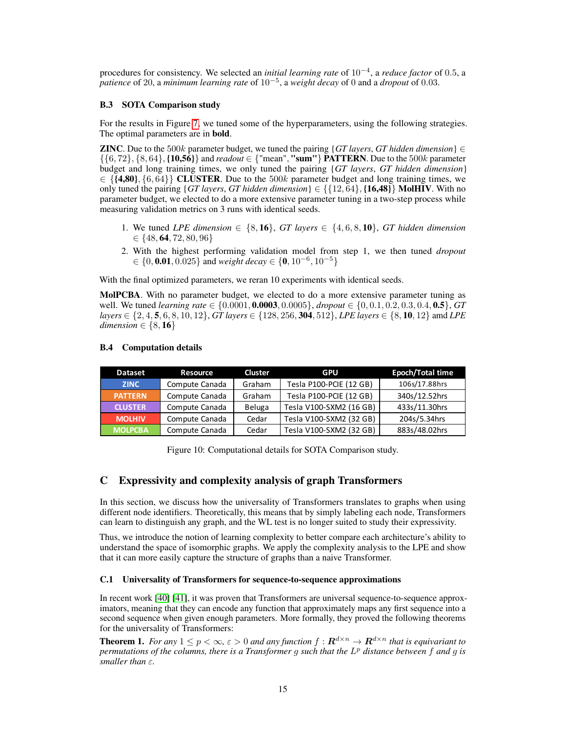procedures for consistency. We selected an *initial learning rate* of $10^{-4}$, a *reduce factor* of 0.5, a *patience* of 20, a *minimum learning rate* of $10^{-5}$, a *weight decay* of 0 and a *dropout* of 0.03.

### B.3 SOTA Comparison study

For the results in Figure 7, we tuned some of the hyperparameters, using the following strategies. The optimal parameters are in **bold**.

**ZINC**. Due to the $500k$ parameter budget, we tuned the pairing {*GT layers*, *GT hidden dimension*} $\in$ $\{\{6, 72\}, \{8, 64\}, \mathbf{\{10,56\}}\}$ and *readout* $\in$ {"mean", **"sum"**} **PATTERN**. Due to the $500k$ parameter budget and long training times, we only tuned the pairing {*GT layers*, *GT hidden dimension*} $\in$ $\{\mathbf{\{4,80\}}, \{6, 64\}\}$ **CLUSTER**. Due to the $500k$ parameter budget and long training times, we only tuned the pairing {*GT layers*, *GT hidden dimension*} $\in$ $\{\{12, 64\}, \mathbf{\{16,48\}}\}$ **MolHIV**. With no parameter budget, we elected to do a more extensive parameter tuning in a two-step process while measuring validation metrics on 3 runs with identical seeds.

1. We tuned *LPE dimension* $\in \{8, \mathbf{16}\}$, *GT layers* $\in \{4, 6, 8, \mathbf{10}\}$, *GT hidden dimension* $\in \{48, \mathbf{64}, 72, 80, 96\}$
2. With the highest performing validation model from step 1, we then tuned *dropout* $\in \{0, \mathbf{0.01}, 0.025\}$ and *weight decay* $\in \{\mathbf{0}, 10^{-6}, 10^{-5}\}$

With the final optimized parameters, we reran 10 experiments with identical seeds.

**MolPCBA**. With no parameter budget, we elected to do a more extensive parameter tuning as well. We tuned *learning rate* $\in \{0.0001, \mathbf{0.0003}, 0.0005\}$, *dropout* $\in \{0, 0.1, 0.2, 0.3, 0.4, \mathbf{0.5}\}$, *GT layers* $\in \{2, 4, \mathbf{5}, 6, 8, 10, 12\}$, *GT layers* $\in \{128, 256, \mathbf{304}, 512\}$, *LPE layers* $\in \{8, \mathbf{10}, 12\}$ amd *LPE dimension* $\in \{8, \mathbf{16}\}$

### B.4 Computation details

| Dataset | Resource | Cluster | GPU | Epoch/Total time |
|---|---|---|---|---|
| ZINC | Compute Canada | Graham | Tesla P100-PCIE (12 GB) | 106s/17.88hrs |
| PATTERN | Compute Canada | Graham | Tesla P100-PCIE (12 GB) | 340s/12.52hrs |
| CLUSTER | Compute Canada | Beluga | Tesla V100-SXM2 (16 GB) | 433s/11.30hrs |
| MOLHIV | Compute Canada | Cedar | Tesla V100-SXM2 (32 GB) | 204s/5.34hrs |
| MOLPCBA | Compute Canada | Cedar | Tesla V100-SXM2 (32 GB) | 883s/48.02hrs |

Figure 10: Computational details for SOTA Comparison study.

## C Expressivity and complexity analysis of graph Transformers

In this section, we discuss how the universality of Transformers translates to graphs when using different node identifiers. Theoretically, this means that by simply labeling each node, Transformers can learn to distinguish any graph, and the WL test is no longer suited to study their expressivity.

Thus, we introduce the notion of learning complexity to better compare each architecture's ability to understand the space of isomorphic graphs. We apply the complexity analysis to the LPE and show that it can more easily capture the structure of graphs than a naive Transformer.

### C.1 Universality of Transformers for sequence-to-sequence approximations

In recent work [40] [41], it was proven that Transformers are universal sequence-to-sequence approximators, meaning that they can encode any function that approximately maps any first sequence into a second sequence when given enough parameters. More formally, they proved the following theorems for the universality of Transformers:

**Theorem 1.** *For any $1 \leq p < \infty$, $\varepsilon > 0$ and any function $f : \boldsymbol{R}^{d \times n} \rightarrow \boldsymbol{R}^{d \times n}$ that is equivariant to permutations of the columns, there is a Transformer $g$ such that the $L^p$ distance between $f$ and $g$ is smaller than $\varepsilon$.*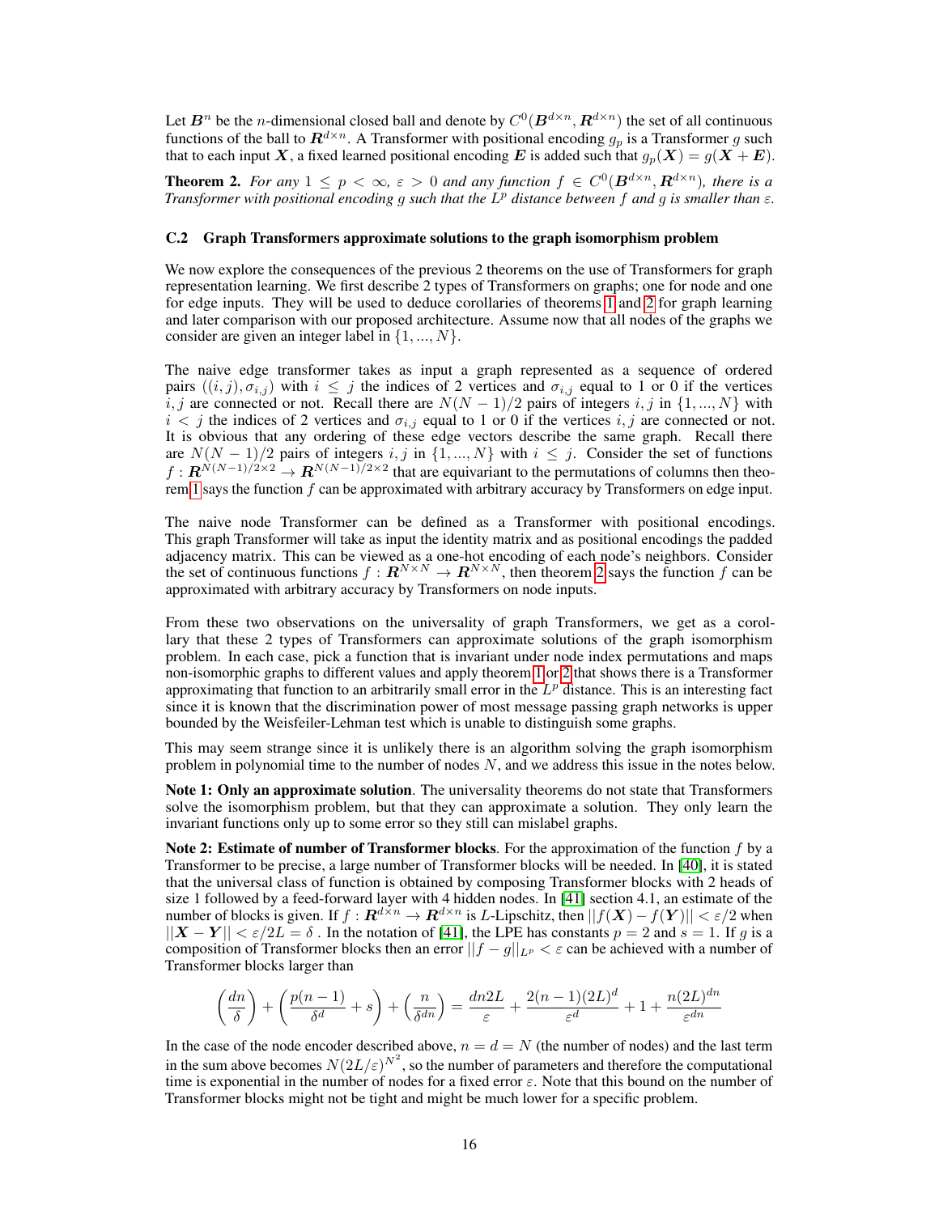Let $\boldsymbol{B}^n$ be the $n$-dimensional closed ball and denote by $C^0(\boldsymbol{B}^{d\times n}, \boldsymbol{R}^{d\times n})$ the set of all continuous functions of the ball to $\boldsymbol{R}^{d\times n}$. A Transformer with positional encoding $g_p$ is a Transformer $g$ such that to each input $\boldsymbol{X}$, a fixed learned positional encoding $\boldsymbol{E}$ is added such that $g_p(\boldsymbol{X}) = g(\boldsymbol{X} + \boldsymbol{E})$.

**Theorem 2.** *For any $1 \leq p < \infty$, $\varepsilon > 0$ and any function $f \in C^0(\boldsymbol{B}^{d\times n}, \boldsymbol{R}^{d\times n})$, there is a Transformer with positional encoding $g$ such that the $L^p$ distance between $f$ and $g$ is smaller than $\varepsilon$.*

### C.2 Graph Transformers approximate solutions to the graph isomorphism problem

We now explore the consequences of the previous 2 theorems on the use of Transformers for graph representation learning. We first describe 2 types of Transformers on graphs; one for node and one for edge inputs. They will be used to deduce corollaries of theorems 1 and 2 for graph learning and later comparison with our proposed architecture. Assume now that all nodes of the graphs we consider are given an integer label in $\{1, ..., N\}$.

The naive edge transformer takes as input a graph represented as a sequence of ordered pairs $((i, j), \sigma_{i,j})$ with $i \leq j$ the indices of 2 vertices and $\sigma_{i,j}$ equal to 1 or 0 if the vertices $i, j$ are connected or not. Recall there are $N(N-1)/2$ pairs of integers $i, j$ in $\{1, ..., N\}$ with $i < j$ the indices of 2 vertices and $\sigma_{i,j}$ equal to 1 or 0 if the vertices $i, j$ are connected or not. It is obvious that any ordering of these edge vectors describe the same graph. Recall there are $N(N-1)/2$ pairs of integers $i, j$ in $\{1, ..., N\}$ with $i \leq j$. Consider the set of functions $f : \boldsymbol{R}^{N(N-1)/2\times 2} \rightarrow \boldsymbol{R}^{N(N-1)/2\times 2}$ that are equivariant to the permutations of columns then theorem 1 says the function $f$ can be approximated with arbitrary accuracy by Transformers on edge input.

The naive node Transformer can be defined as a Transformer with positional encodings. This graph Transformer will take as input the identity matrix and as positional encodings the padded adjacency matrix. This can be viewed as a one-hot encoding of each node's neighbors. Consider the set of continuous functions $f : \boldsymbol{R}^{N\times N} \rightarrow \boldsymbol{R}^{N\times N}$, then theorem 2 says the function $f$ can be approximated with arbitrary accuracy by Transformers on node inputs.

From these two observations on the universality of graph Transformers, we get as a corollary that these 2 types of Transformers can approximate solutions of the graph isomorphism problem. In each case, pick a function that is invariant under node index permutations and maps non-isomorphic graphs to different values and apply theorem 1 or 2 that shows there is a Transformer approximating that function to an arbitrarily small error in the $L^p$ distance. This is an interesting fact since it is known that the discrimination power of most message passing graph networks is upper bounded by the Weisfeiler-Lehman test which is unable to distinguish some graphs.

This may seem strange since it is unlikely there is an algorithm solving the graph isomorphism problem in polynomial time to the number of nodes $N$, and we address this issue in the notes below.

**Note 1: Only an approximate solution**. The universality theorems do not state that Transformers solve the isomorphism problem, but that they can approximate a solution. They only learn the invariant functions only up to some error so they still can mislabel graphs.

**Note 2: Estimate of number of Transformer blocks**. For the approximation of the function $f$ by a Transformer to be precise, a large number of Transformer blocks will be needed. In [40], it is stated that the universal class of function is obtained by composing Transformer blocks with 2 heads of size 1 followed by a feed-forward layer with 4 hidden nodes. In [41] section 4.1, an estimate of the number of blocks is given. If $f : \boldsymbol{R}^{d\times n} \rightarrow \boldsymbol{R}^{d\times n}$ is $L$-Lipschitz, then $||f(\boldsymbol{X}) - f(\boldsymbol{Y})|| < \varepsilon/2$ when $||\boldsymbol{X} - \boldsymbol{Y}|| < \varepsilon/2L = \delta$ . In the notation of [41], the LPE has constants $p = 2$ and $s = 1$. If $g$ is a composition of Transformer blocks then an error $||f - g||_{L^p} < \varepsilon$ can be achieved with a number of Transformer blocks larger than

$$\left(\frac{dn}{\delta}\right) + \left(\frac{p(n-1)}{\delta^d} + s\right) + \left(\frac{n}{\delta^{dn}}\right) = \frac{dn2L}{\varepsilon} + \frac{2(n-1)(2L)^d}{\varepsilon^d} + 1 + \frac{n(2L)^{dn}}{\varepsilon^{dn}}$$

In the case of the node encoder described above, $n = d = N$ (the number of nodes) and the last term in the sum above becomes $N(2L/\varepsilon)^{N^2}$, so the number of parameters and therefore the computational time is exponential in the number of nodes for a fixed error $\varepsilon$. Note that this bound on the number of Transformer blocks might not be tight and might be much lower for a specific problem.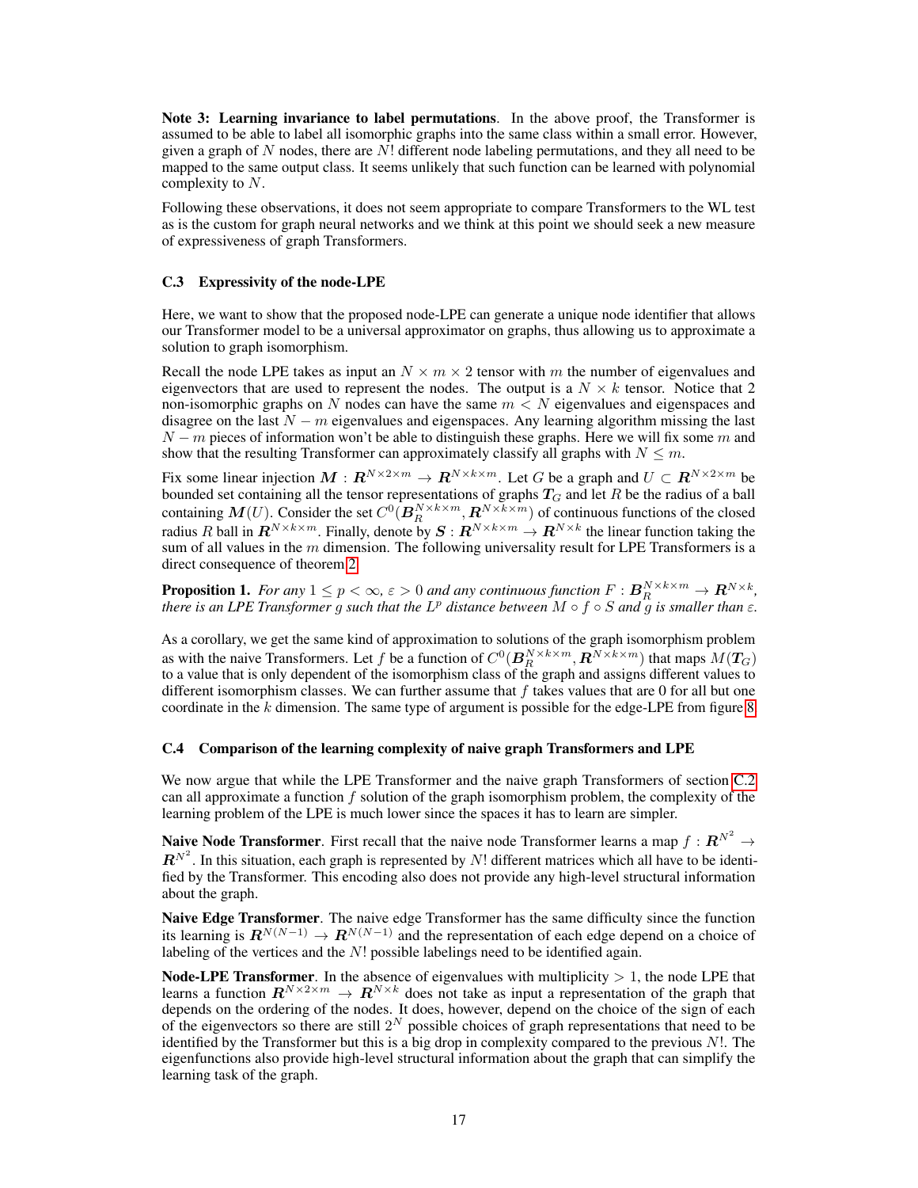**Note 3: Learning invariance to label permutations**. In the above proof, the Transformer is assumed to be able to label all isomorphic graphs into the same class within a small error. However, given a graph of $N$ nodes, there are $N!$ different node labeling permutations, and they all need to be mapped to the same output class. It seems unlikely that such function can be learned with polynomial complexity to $N$.

Following these observations, it does not seem appropriate to compare Transformers to the WL test as is the custom for graph neural networks and we think at this point we should seek a new measure of expressiveness of graph Transformers.

### C.3 Expressivity of the node-LPE

Here, we want to show that the proposed node-LPE can generate a unique node identifier that allows our Transformer model to be a universal approximator on graphs, thus allowing us to approximate a solution to graph isomorphism.

Recall the node LPE takes as input an $N \times m \times 2$ tensor with $m$ the number of eigenvalues and eigenvectors that are used to represent the nodes. The output is a $N \times k$ tensor. Notice that 2 non-isomorphic graphs on $N$ nodes can have the same $m < N$ eigenvalues and eigenspaces and disagree on the last $N - m$ eigenvalues and eigenspaces. Any learning algorithm missing the last $N - m$ pieces of information won't be able to distinguish these graphs. Here we will fix some $m$ and show that the resulting Transformer can approximately classify all graphs with $N \leq m$.

Fix some linear injection $\boldsymbol{M} : \boldsymbol{R}^{N \times 2 \times m} \to \boldsymbol{R}^{N \times k \times m}$. Let $G$ be a graph and $U \subset \boldsymbol{R}^{N \times 2 \times m}$ be bounded set containing all the tensor representations of graphs $\boldsymbol{T}_G$ and let $R$ be the radius of a ball containing $\boldsymbol{M}(U)$. Consider the set $C^0(\boldsymbol{B}_R^{N \times k \times m}, \boldsymbol{R}^{N \times k \times m})$ of continuous functions of the closed radius $R$ ball in $\boldsymbol{R}^{N \times k \times m}$. Finally, denote by $\boldsymbol{S} : \boldsymbol{R}^{N \times k \times m} \to \boldsymbol{R}^{N \times k}$ the linear function taking the sum of all values in the $m$ dimension. The following universality result for LPE Transformers is a direct consequence of theorem 2.

**Proposition 1.** *For any $1 \leq p < \infty$, $\varepsilon > 0$ and any continuous function $F : \boldsymbol{B}_R^{N \times k \times m} \to \boldsymbol{R}^{N \times k}$, there is an LPE Transformer $g$ such that the $L^p$ distance between $M \circ f \circ S$ and $g$ is smaller than $\varepsilon$.*

As a corollary, we get the same kind of approximation to solutions of the graph isomorphism problem as with the naive Transformers. Let $f$ be a function of $C^0(\boldsymbol{B}_R^{N \times k \times m}, \boldsymbol{R}^{N \times k \times m})$ that maps $M(\boldsymbol{T}_G)$ to a value that is only dependent of the isomorphism class of the graph and assigns different values to different isomorphism classes. We can further assume that $f$ takes values that are 0 for all but one coordinate in the $k$ dimension. The same type of argument is possible for the edge-LPE from figure 8.

### C.4 Comparison of the learning complexity of naive graph Transformers and LPE

We now argue that while the LPE Transformer and the naive graph Transformers of section C.2 can all approximate a function $f$ solution of the graph isomorphism problem, the complexity of the learning problem of the LPE is much lower since the spaces it has to learn are simpler.

**Naive Node Transformer**. First recall that the naive node Transformer learns a map $f : \boldsymbol{R}^{N^2} \to \boldsymbol{R}^{N^2}$. In this situation, each graph is represented by $N!$ different matrices which all have to be identified by the Transformer. This encoding also does not provide any high-level structural information about the graph.

**Naive Edge Transformer**. The naive edge Transformer has the same difficulty since the function its learning is $\boldsymbol{R}^{N(N-1)} \to \boldsymbol{R}^{N(N-1)}$ and the representation of each edge depend on a choice of labeling of the vertices and the $N!$ possible labelings need to be identified again.

**Node-LPE Transformer**. In the absence of eigenvalues with multiplicity $> 1$, the node LPE that learns a function $\boldsymbol{R}^{N \times 2 \times m} \to \boldsymbol{R}^{N \times k}$ does not take as input a representation of the graph that depends on the ordering of the nodes. It does, however, depend on the choice of the sign of each of the eigenvectors so there are still $2^N$ possible choices of graph representations that need to be identified by the Transformer but this is a big drop in complexity compared to the previous $N!$. The eigenfunctions also provide high-level structural information about the graph that can simplify the learning task of the graph.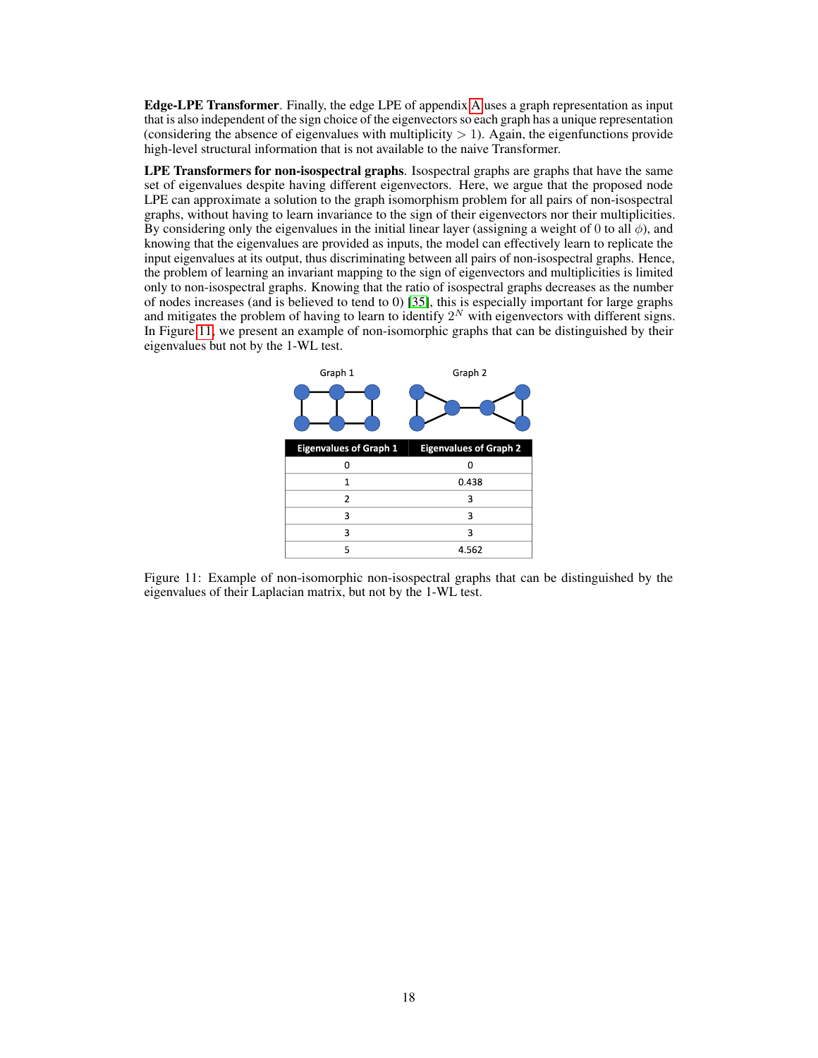**Edge-LPE Transformer**. Finally, the edge LPE of appendix A uses a graph representation as input that is also independent of the sign choice of the eigenvectors so each graph has a unique representation (considering the absence of eigenvalues with multiplicity $> 1$). Again, the eigenfunctions provide high-level structural information that is not available to the naive Transformer.

**LPE Transformers for non-isospectral graphs**. Isospectral graphs are graphs that have the same set of eigenvalues despite having different eigenvectors. Here, we argue that the proposed node LPE can approximate a solution to the graph isomorphism problem for all pairs of non-isospectral graphs, without having to learn invariance to the sign of their eigenvectors nor their multiplicities. By considering only the eigenvalues in the initial linear layer (assigning a weight of 0 to all $\phi$), and knowing that the eigenvalues are provided as inputs, the model can effectively learn to replicate the input eigenvalues at its output, thus discriminating between all pairs of non-isospectral graphs. Hence, the problem of learning an invariant mapping to the sign of eigenvectors and multiplicities is limited only to non-isospectral graphs. Knowing that the ratio of isospectral graphs decreases as the number of nodes increases (and is believed to tend to 0) [35], this is especially important for large graphs and mitigates the problem of having to learn to identify $2^N$ with eigenvectors with different signs. In Figure 11, we present an example of non-isomorphic graphs that can be distinguished by their eigenvalues but not by the 1-WL test.

Graph 1

Graph 2

| Eigenvalues of Graph 1 | Eigenvalues of Graph 2 |
|---|---|
| 0 | 0 |
| 1 | 0.438 |
| 2 | 3 |
| 3 | 3 |
| 3 | 3 |
| 5 | 4.562 |

Figure 11: Example of non-isomorphic non-isospectral graphs that can be distinguished by the eigenvalues of their Laplacian matrix, but not by the 1-WL test.